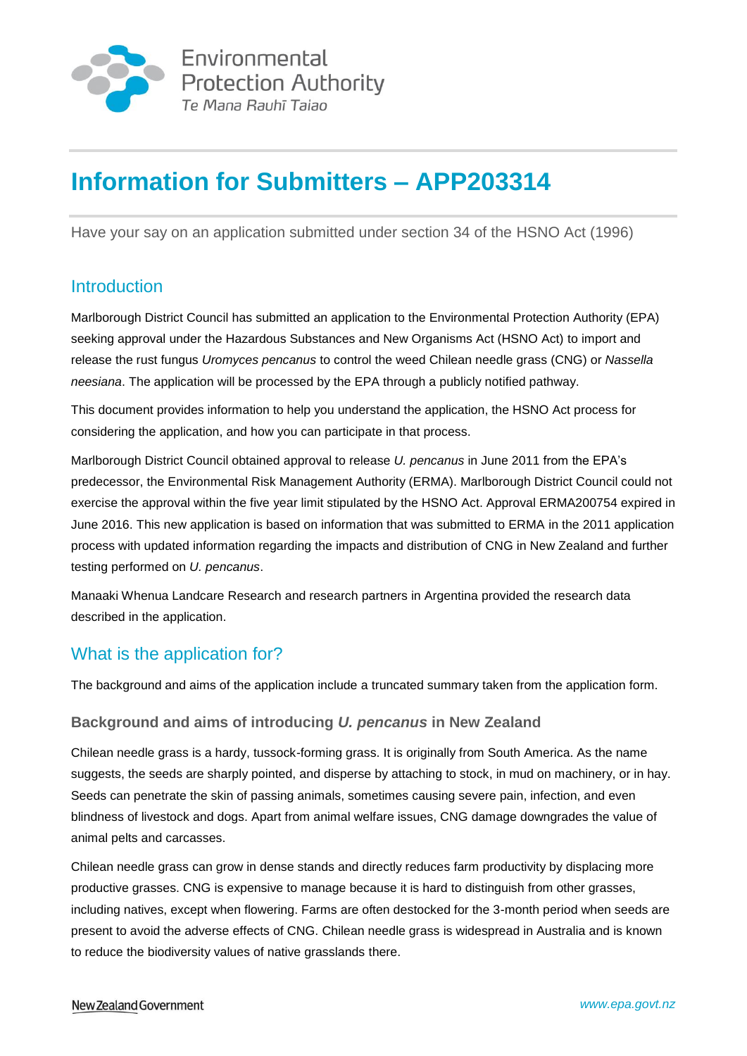Environmental Protection Authority
*Te Mana Rauhī Taiao*

# Information for Submitters – APP203314

Have your say on an application submitted under section 34 of the HSNO Act (1996)

## Introduction

Marlborough District Council has submitted an application to the Environmental Protection Authority (EPA) seeking approval under the Hazardous Substances and New Organisms Act (HSNO Act) to import and release the rust fungus *Uromyces pencanus* to control the weed Chilean needle grass (CNG) or *Nassella neesiana*. The application will be processed by the EPA through a publicly notified pathway.

This document provides information to help you understand the application, the HSNO Act process for considering the application, and how you can participate in that process.

Marlborough District Council obtained approval to release *U. pencanus* in June 2011 from the EPA's predecessor, the Environmental Risk Management Authority (ERMA). Marlborough District Council could not exercise the approval within the five year limit stipulated by the HSNO Act. Approval ERMA200754 expired in June 2016. This new application is based on information that was submitted to ERMA in the 2011 application process with updated information regarding the impacts and distribution of CNG in New Zealand and further testing performed on *U. pencanus*.

Manaaki Whenua Landcare Research and research partners in Argentina provided the research data described in the application.

## What is the application for?

The background and aims of the application include a truncated summary taken from the application form.

### Background and aims of introducing *U. pencanus* in New Zealand

Chilean needle grass is a hardy, tussock-forming grass. It is originally from South America. As the name suggests, the seeds are sharply pointed, and disperse by attaching to stock, in mud on machinery, or in hay. Seeds can penetrate the skin of passing animals, sometimes causing severe pain, infection, and even blindness of livestock and dogs. Apart from animal welfare issues, CNG damage downgrades the value of animal pelts and carcasses.

Chilean needle grass can grow in dense stands and directly reduces farm productivity by displacing more productive grasses. CNG is expensive to manage because it is hard to distinguish from other grasses, including natives, except when flowering. Farms are often destocked for the 3-month period when seeds are present to avoid the adverse effects of CNG. Chilean needle grass is widespread in Australia and is known to reduce the biodiversity values of native grasslands there.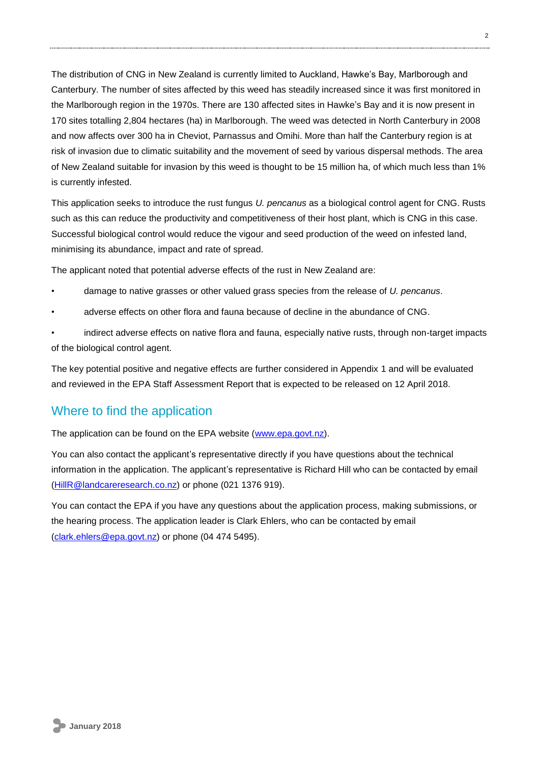The distribution of CNG in New Zealand is currently limited to Auckland, Hawke's Bay, Marlborough and Canterbury. The number of sites affected by this weed has steadily increased since it was first monitored in the Marlborough region in the 1970s. There are 130 affected sites in Hawke's Bay and it is now present in 170 sites totalling 2,804 hectares (ha) in Marlborough. The weed was detected in North Canterbury in 2008 and now affects over 300 ha in Cheviot, Parnassus and Omihi. More than half the Canterbury region is at risk of invasion due to climatic suitability and the movement of seed by various dispersal methods. The area of New Zealand suitable for invasion by this weed is thought to be 15 million ha, of which much less than 1% is currently infested.

This application seeks to introduce the rust fungus *U. pencanus* as a biological control agent for CNG. Rusts such as this can reduce the productivity and competitiveness of their host plant, which is CNG in this case. Successful biological control would reduce the vigour and seed production of the weed on infested land, minimising its abundance, impact and rate of spread.

The applicant noted that potential adverse effects of the rust in New Zealand are:

- damage to native grasses or other valued grass species from the release of *U. pencanus*.
- adverse effects on other flora and fauna because of decline in the abundance of CNG.
- indirect adverse effects on native flora and fauna, especially native rusts, through non-target impacts of the biological control agent.

The key potential positive and negative effects are further considered in Appendix 1 and will be evaluated and reviewed in the EPA Staff Assessment Report that is expected to be released on 12 April 2018.

## Where to find the application

The application can be found on the EPA website (www.epa.govt.nz).

You can also contact the applicant's representative directly if you have questions about the technical information in the application. The applicant's representative is Richard Hill who can be contacted by email (HillR@landcareresearch.co.nz) or phone (021 1376 919).

You can contact the EPA if you have any questions about the application process, making submissions, or the hearing process. The application leader is Clark Ehlers, who can be contacted by email (clark.ehlers@epa.govt.nz) or phone (04 474 5495).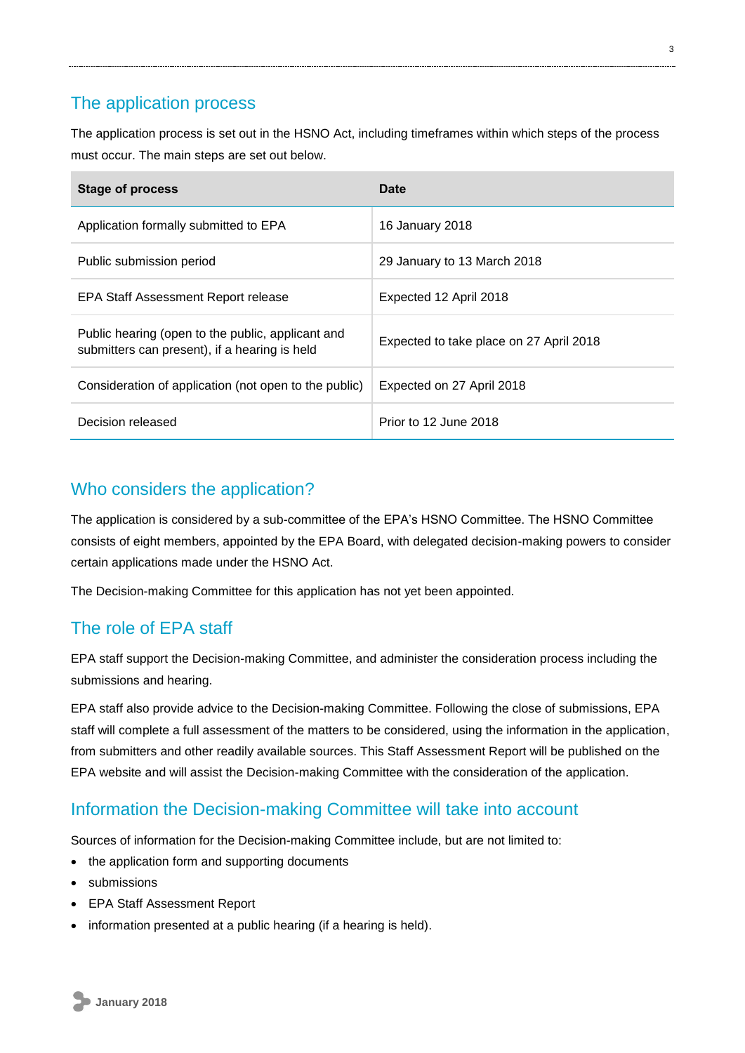## The application process

The application process is set out in the HSNO Act, including timeframes within which steps of the process must occur. The main steps are set out below.

| Stage of process | Date |
| --- | --- |
| Application formally submitted to EPA | 16 January 2018 |
| Public submission period | 29 January to 13 March 2018 |
| EPA Staff Assessment Report release | Expected 12 April 2018 |
| Public hearing (open to the public, applicant and submitters can present), if a hearing is held | Expected to take place on 27 April 2018 |
| Consideration of application (not open to the public) | Expected on 27 April 2018 |
| Decision released | Prior to 12 June 2018 |

## Who considers the application?

The application is considered by a sub-committee of the EPA's HSNO Committee. The HSNO Committee consists of eight members, appointed by the EPA Board, with delegated decision-making powers to consider certain applications made under the HSNO Act.

The Decision-making Committee for this application has not yet been appointed.

## The role of EPA staff

EPA staff support the Decision-making Committee, and administer the consideration process including the submissions and hearing.

EPA staff also provide advice to the Decision-making Committee. Following the close of submissions, EPA staff will complete a full assessment of the matters to be considered, using the information in the application, from submitters and other readily available sources. This Staff Assessment Report will be published on the EPA website and will assist the Decision-making Committee with the consideration of the application.

## Information the Decision-making Committee will take into account

Sources of information for the Decision-making Committee include, but are not limited to:

- the application form and supporting documents
- submissions
- EPA Staff Assessment Report
- information presented at a public hearing (if a hearing is held).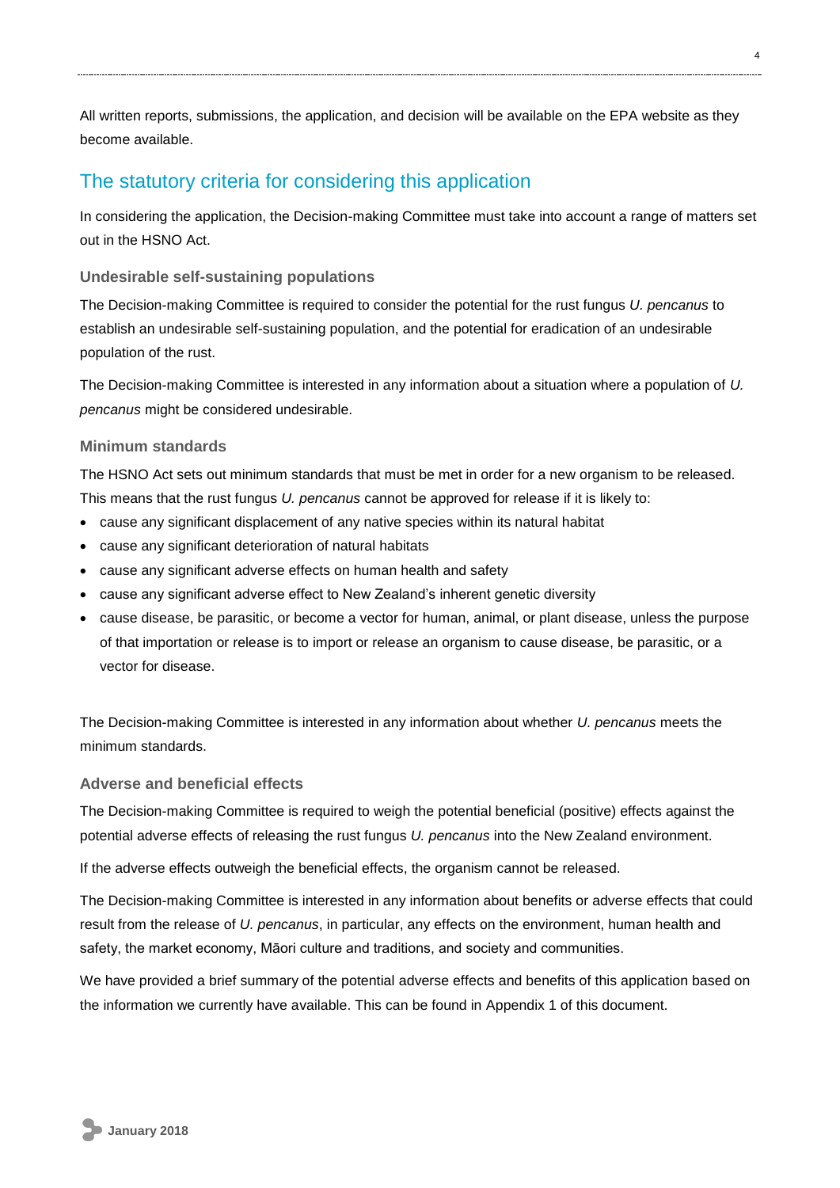All written reports, submissions, the application, and decision will be available on the EPA website as they become available.

## The statutory criteria for considering this application

In considering the application, the Decision-making Committee must take into account a range of matters set out in the HSNO Act.

### Undesirable self-sustaining populations

The Decision-making Committee is required to consider the potential for the rust fungus *U. pencanus* to establish an undesirable self-sustaining population, and the potential for eradication of an undesirable population of the rust.

The Decision-making Committee is interested in any information about a situation where a population of *U. pencanus* might be considered undesirable.

### Minimum standards

The HSNO Act sets out minimum standards that must be met in order for a new organism to be released. This means that the rust fungus *U. pencanus* cannot be approved for release if it is likely to:

- cause any significant displacement of any native species within its natural habitat
- cause any significant deterioration of natural habitats
- cause any significant adverse effects on human health and safety
- cause any significant adverse effect to New Zealand's inherent genetic diversity
- cause disease, be parasitic, or become a vector for human, animal, or plant disease, unless the purpose of that importation or release is to import or release an organism to cause disease, be parasitic, or a vector for disease.

The Decision-making Committee is interested in any information about whether *U. pencanus* meets the minimum standards.

### Adverse and beneficial effects

The Decision-making Committee is required to weigh the potential beneficial (positive) effects against the potential adverse effects of releasing the rust fungus *U. pencanus* into the New Zealand environment.

If the adverse effects outweigh the beneficial effects, the organism cannot be released.

The Decision-making Committee is interested in any information about benefits or adverse effects that could result from the release of *U. pencanus*, in particular, any effects on the environment, human health and safety, the market economy, Māori culture and traditions, and society and communities.

We have provided a brief summary of the potential adverse effects and benefits of this application based on the information we currently have available. This can be found in Appendix 1 of this document.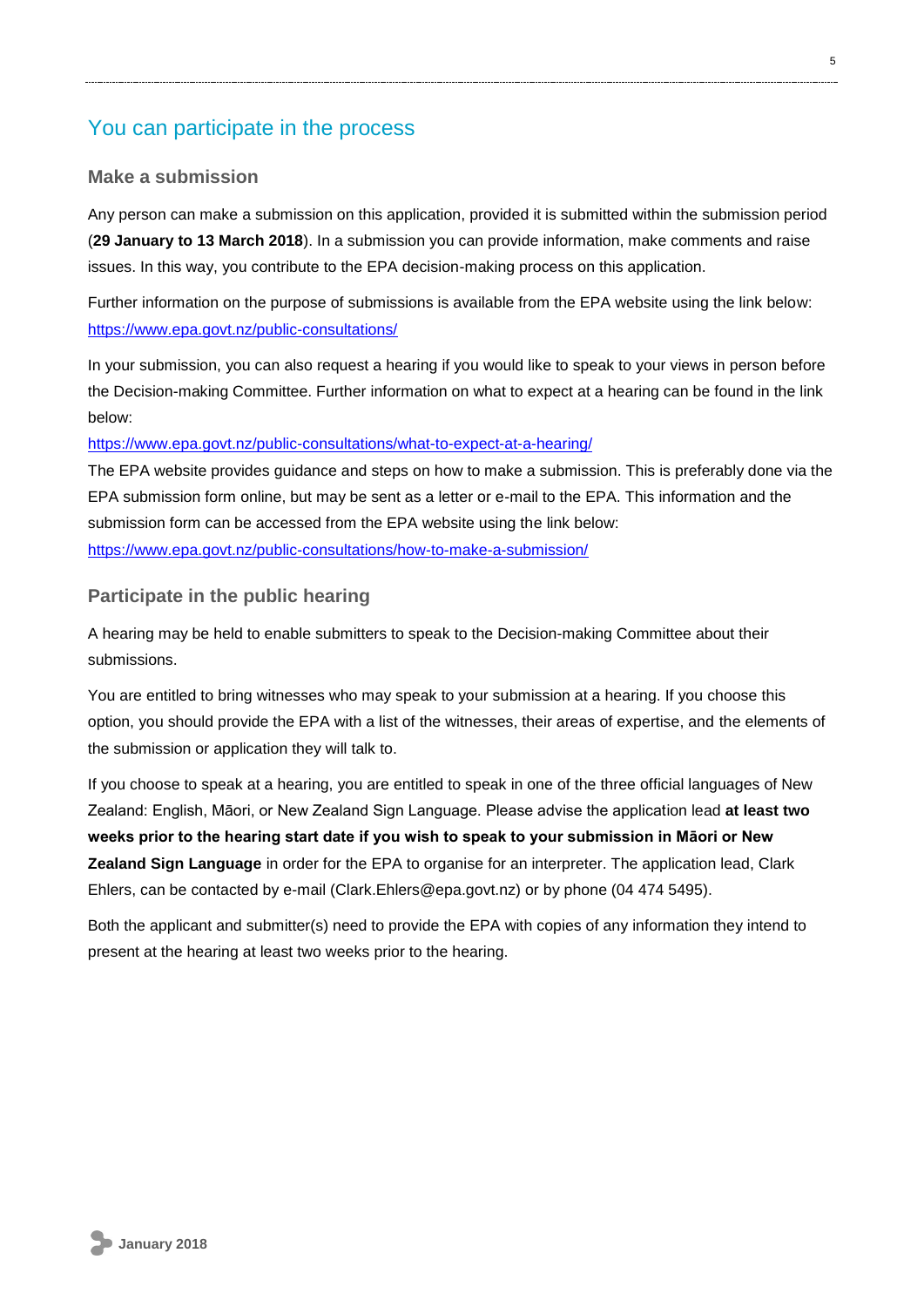## You can participate in the process

### Make a submission

Any person can make a submission on this application, provided it is submitted within the submission period (**29 January to 13 March 2018**). In a submission you can provide information, make comments and raise issues. In this way, you contribute to the EPA decision-making process on this application.

Further information on the purpose of submissions is available from the EPA website using the link below: https://www.epa.govt.nz/public-consultations/

In your submission, you can also request a hearing if you would like to speak to your views in person before the Decision-making Committee. Further information on what to expect at a hearing can be found in the link below:

https://www.epa.govt.nz/public-consultations/what-to-expect-at-a-hearing/

The EPA website provides guidance and steps on how to make a submission. This is preferably done via the EPA submission form online, but may be sent as a letter or e-mail to the EPA. This information and the submission form can be accessed from the EPA website using the link below:

https://www.epa.govt.nz/public-consultations/how-to-make-a-submission/

### Participate in the public hearing

A hearing may be held to enable submitters to speak to the Decision-making Committee about their submissions.

You are entitled to bring witnesses who may speak to your submission at a hearing. If you choose this option, you should provide the EPA with a list of the witnesses, their areas of expertise, and the elements of the submission or application they will talk to.

If you choose to speak at a hearing, you are entitled to speak in one of the three official languages of New Zealand: English, Māori, or New Zealand Sign Language. Please advise the application lead **at least two weeks prior to the hearing start date if you wish to speak to your submission in Māori or New Zealand Sign Language** in order for the EPA to organise for an interpreter. The application lead, Clark Ehlers, can be contacted by e-mail (Clark.Ehlers@epa.govt.nz) or by phone (04 474 5495).

Both the applicant and submitter(s) need to provide the EPA with copies of any information they intend to present at the hearing at least two weeks prior to the hearing.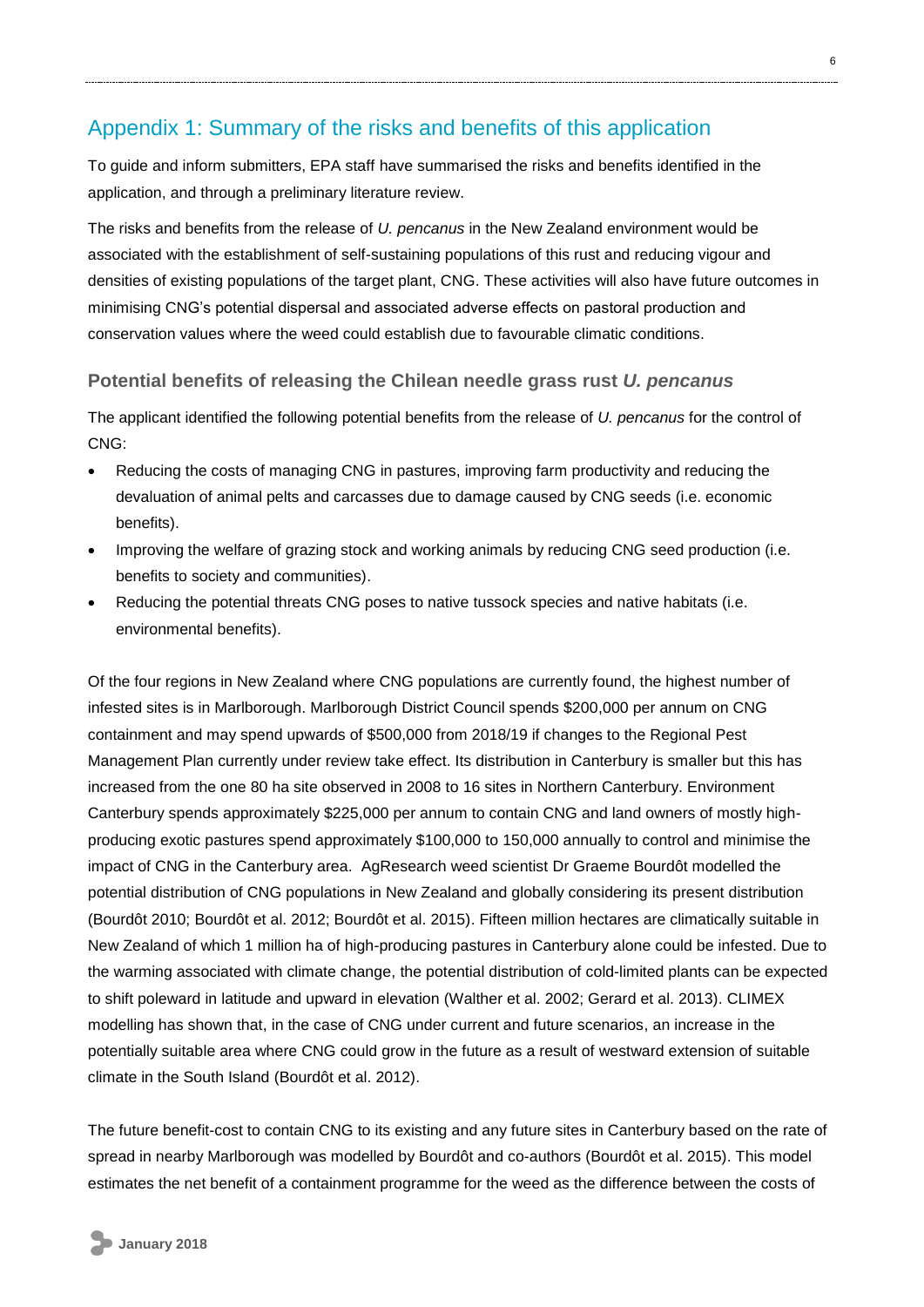## Appendix 1: Summary of the risks and benefits of this application

To guide and inform submitters, EPA staff have summarised the risks and benefits identified in the application, and through a preliminary literature review.

The risks and benefits from the release of *U. pencanus* in the New Zealand environment would be associated with the establishment of self-sustaining populations of this rust and reducing vigour and densities of existing populations of the target plant, CNG. These activities will also have future outcomes in minimising CNG's potential dispersal and associated adverse effects on pastoral production and conservation values where the weed could establish due to favourable climatic conditions.

### Potential benefits of releasing the Chilean needle grass rust *U. pencanus*

The applicant identified the following potential benefits from the release of *U. pencanus* for the control of CNG:

- Reducing the costs of managing CNG in pastures, improving farm productivity and reducing the devaluation of animal pelts and carcasses due to damage caused by CNG seeds (i.e. economic benefits).
- Improving the welfare of grazing stock and working animals by reducing CNG seed production (i.e. benefits to society and communities).
- Reducing the potential threats CNG poses to native tussock species and native habitats (i.e. environmental benefits).

Of the four regions in New Zealand where CNG populations are currently found, the highest number of infested sites is in Marlborough. Marlborough District Council spends $200,000 per annum on CNG containment and may spend upwards of $500,000 from 2018/19 if changes to the Regional Pest Management Plan currently under review take effect. Its distribution in Canterbury is smaller but this has increased from the one 80 ha site observed in 2008 to 16 sites in Northern Canterbury. Environment Canterbury spends approximately $225,000 per annum to contain CNG and land owners of mostly high-producing exotic pastures spend approximately $100,000 to 150,000 annually to control and minimise the impact of CNG in the Canterbury area. AgResearch weed scientist Dr Graeme Bourdôt modelled the potential distribution of CNG populations in New Zealand and globally considering its present distribution (Bourdôt 2010; Bourdôt et al. 2012; Bourdôt et al. 2015). Fifteen million hectares are climatically suitable in New Zealand of which 1 million ha of high-producing pastures in Canterbury alone could be infested. Due to the warming associated with climate change, the potential distribution of cold-limited plants can be expected to shift poleward in latitude and upward in elevation (Walther et al. 2002; Gerard et al. 2013). CLIMEX modelling has shown that, in the case of CNG under current and future scenarios, an increase in the potentially suitable area where CNG could grow in the future as a result of westward extension of suitable climate in the South Island (Bourdôt et al. 2012).

The future benefit-cost to contain CNG to its existing and any future sites in Canterbury based on the rate of spread in nearby Marlborough was modelled by Bourdôt and co-authors (Bourdôt et al. 2015). This model estimates the net benefit of a containment programme for the weed as the difference between the costs of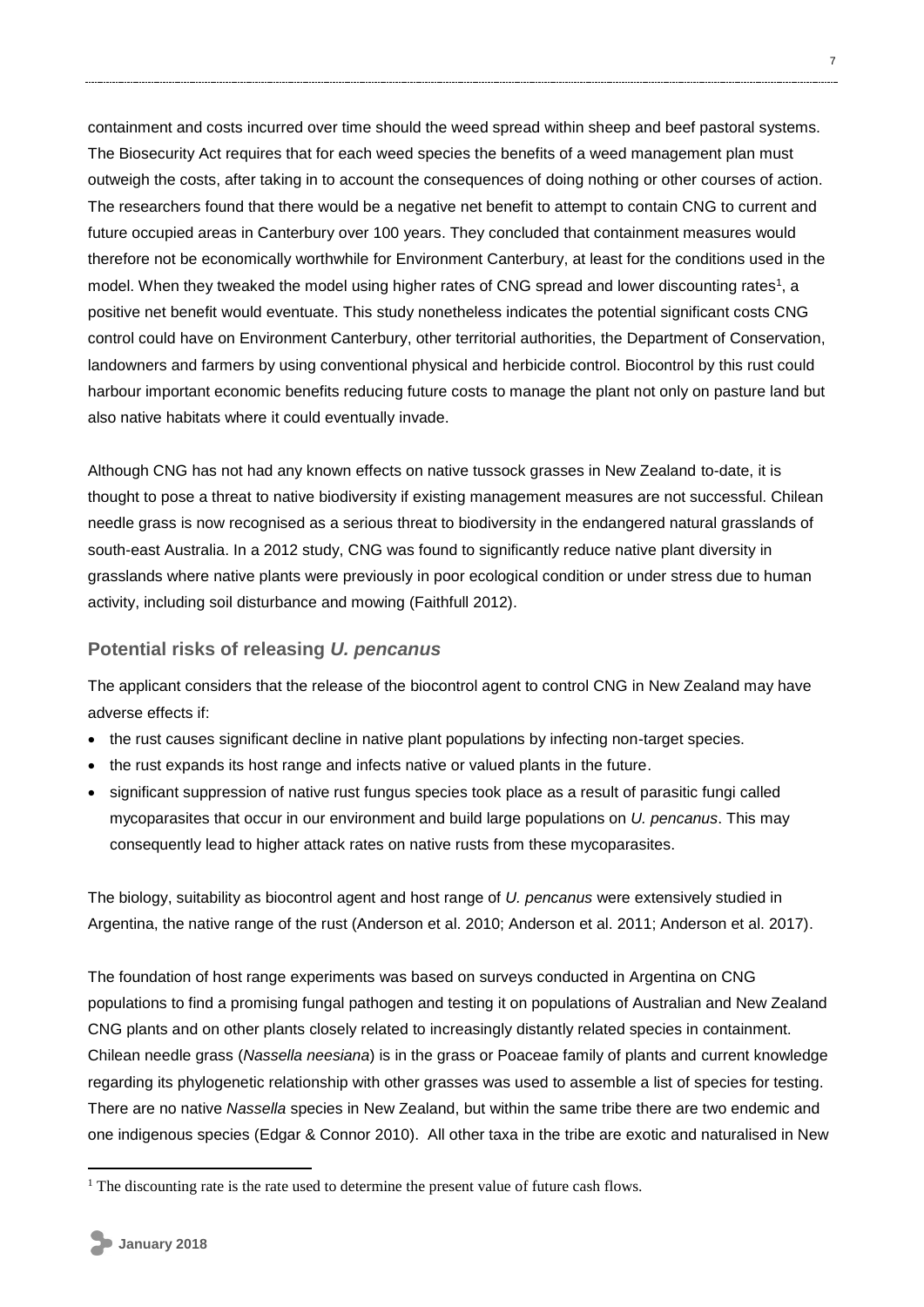containment and costs incurred over time should the weed spread within sheep and beef pastoral systems. The Biosecurity Act requires that for each weed species the benefits of a weed management plan must outweigh the costs, after taking in to account the consequences of doing nothing or other courses of action. The researchers found that there would be a negative net benefit to attempt to contain CNG to current and future occupied areas in Canterbury over 100 years. They concluded that containment measures would therefore not be economically worthwhile for Environment Canterbury, at least for the conditions used in the model. When they tweaked the model using higher rates of CNG spread and lower discounting rates[1], a positive net benefit would eventuate. This study nonetheless indicates the potential significant costs CNG control could have on Environment Canterbury, other territorial authorities, the Department of Conservation, landowners and farmers by using conventional physical and herbicide control. Biocontrol by this rust could harbour important economic benefits reducing future costs to manage the plant not only on pasture land but also native habitats where it could eventually invade.

Although CNG has not had any known effects on native tussock grasses in New Zealand to-date, it is thought to pose a threat to native biodiversity if existing management measures are not successful. Chilean needle grass is now recognised as a serious threat to biodiversity in the endangered natural grasslands of south-east Australia. In a 2012 study, CNG was found to significantly reduce native plant diversity in grasslands where native plants were previously in poor ecological condition or under stress due to human activity, including soil disturbance and mowing (Faithfull 2012).

## Potential risks of releasing *U. pencanus*

The applicant considers that the release of the biocontrol agent to control CNG in New Zealand may have adverse effects if:

- the rust causes significant decline in native plant populations by infecting non-target species.
- the rust expands its host range and infects native or valued plants in the future.
- significant suppression of native rust fungus species took place as a result of parasitic fungi called mycoparasites that occur in our environment and build large populations on *U. pencanus*. This may consequently lead to higher attack rates on native rusts from these mycoparasites.

The biology, suitability as biocontrol agent and host range of *U. pencanus* were extensively studied in Argentina, the native range of the rust (Anderson et al. 2010; Anderson et al. 2011; Anderson et al. 2017).

The foundation of host range experiments was based on surveys conducted in Argentina on CNG populations to find a promising fungal pathogen and testing it on populations of Australian and New Zealand CNG plants and on other plants closely related to increasingly distantly related species in containment. Chilean needle grass (*Nassella neesiana*) is in the grass or Poaceae family of plants and current knowledge regarding its phylogenetic relationship with other grasses was used to assemble a list of species for testing. There are no native *Nassella* species in New Zealand, but within the same tribe there are two endemic and one indigenous species (Edgar & Connor 2010). All other taxa in the tribe are exotic and naturalised in New

[1] The discounting rate is the rate used to determine the present value of future cash flows.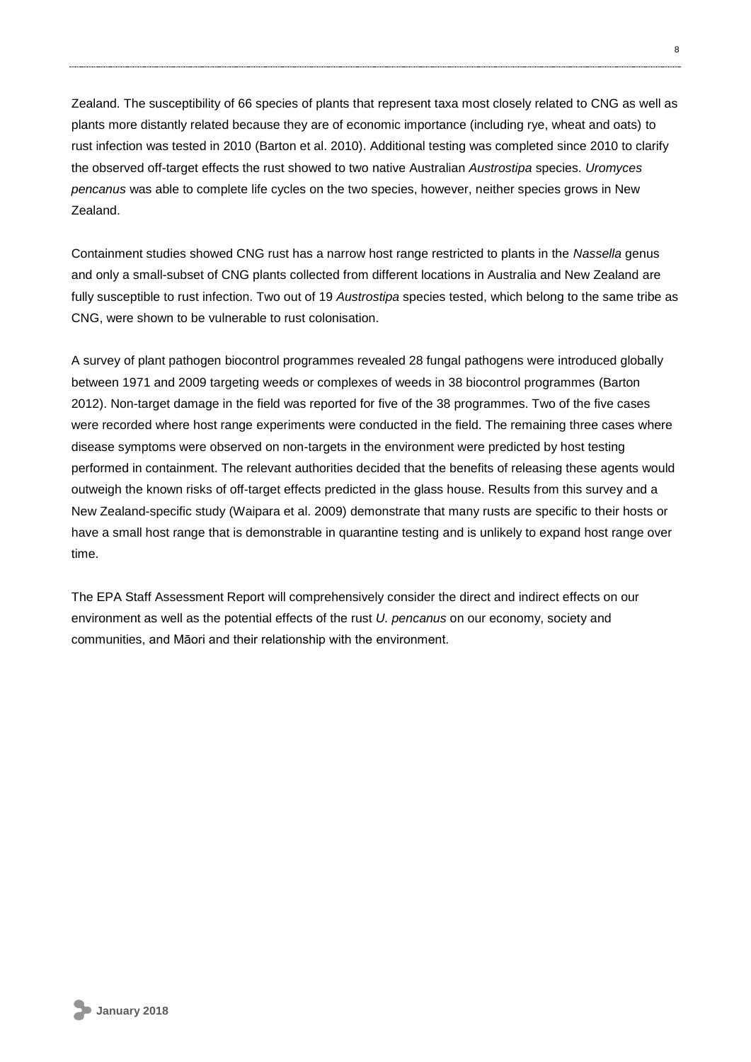Zealand. The susceptibility of 66 species of plants that represent taxa most closely related to CNG as well as plants more distantly related because they are of economic importance (including rye, wheat and oats) to rust infection was tested in 2010 (Barton et al. 2010). Additional testing was completed since 2010 to clarify the observed off-target effects the rust showed to two native Australian *Austrostipa* species. *Uromyces pencanus* was able to complete life cycles on the two species, however, neither species grows in New Zealand.

Containment studies showed CNG rust has a narrow host range restricted to plants in the *Nassella* genus and only a small-subset of CNG plants collected from different locations in Australia and New Zealand are fully susceptible to rust infection. Two out of 19 *Austrostipa* species tested, which belong to the same tribe as CNG, were shown to be vulnerable to rust colonisation.

A survey of plant pathogen biocontrol programmes revealed 28 fungal pathogens were introduced globally between 1971 and 2009 targeting weeds or complexes of weeds in 38 biocontrol programmes (Barton 2012). Non-target damage in the field was reported for five of the 38 programmes. Two of the five cases were recorded where host range experiments were conducted in the field. The remaining three cases where disease symptoms were observed on non-targets in the environment were predicted by host testing performed in containment. The relevant authorities decided that the benefits of releasing these agents would outweigh the known risks of off-target effects predicted in the glass house. Results from this survey and a New Zealand-specific study (Waipara et al. 2009) demonstrate that many rusts are specific to their hosts or have a small host range that is demonstrable in quarantine testing and is unlikely to expand host range over time.

The EPA Staff Assessment Report will comprehensively consider the direct and indirect effects on our environment as well as the potential effects of the rust *U. pencanus* on our economy, society and communities, and Māori and their relationship with the environment.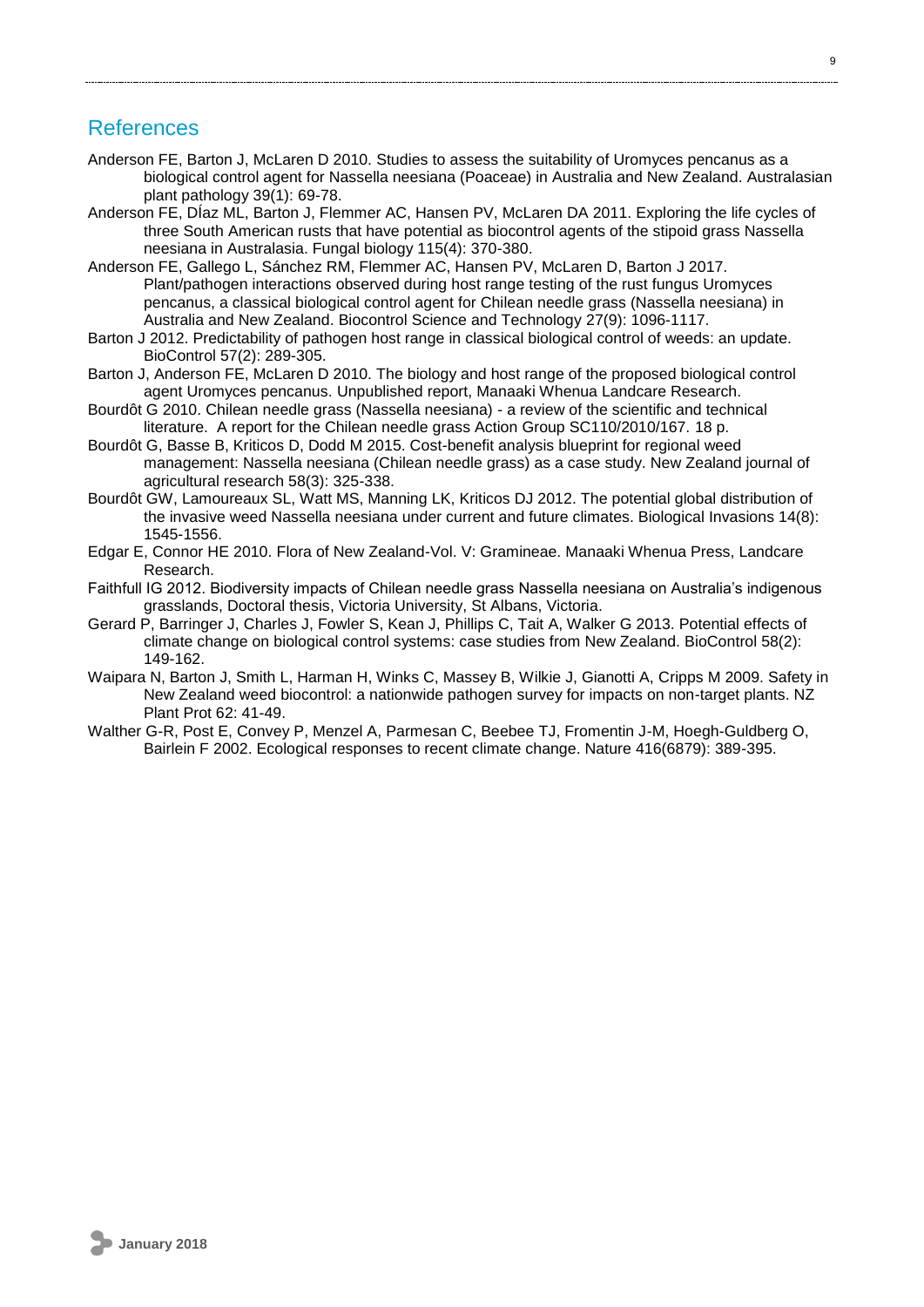## References

Anderson FE, Barton J, McLaren D 2010. Studies to assess the suitability of Uromyces pencanus as a biological control agent for Nassella neesiana (Poaceae) in Australia and New Zealand. Australasian plant pathology 39(1): 69-78.

Anderson FE, DÍaz ML, Barton J, Flemmer AC, Hansen PV, McLaren DA 2011. Exploring the life cycles of three South American rusts that have potential as biocontrol agents of the stipoid grass Nassella neesiana in Australasia. Fungal biology 115(4): 370-380.

Anderson FE, Gallego L, Sánchez RM, Flemmer AC, Hansen PV, McLaren D, Barton J 2017. Plant/pathogen interactions observed during host range testing of the rust fungus Uromyces pencanus, a classical biological control agent for Chilean needle grass (Nassella neesiana) in Australia and New Zealand. Biocontrol Science and Technology 27(9): 1096-1117.

Barton J 2012. Predictability of pathogen host range in classical biological control of weeds: an update. BioControl 57(2): 289-305.

Barton J, Anderson FE, McLaren D 2010. The biology and host range of the proposed biological control agent Uromyces pencanus. Unpublished report, Manaaki Whenua Landcare Research.

Bourdôt G 2010. Chilean needle grass (Nassella neesiana) - a review of the scientific and technical literature. A report for the Chilean needle grass Action Group SC110/2010/167. 18 p.

Bourdôt G, Basse B, Kriticos D, Dodd M 2015. Cost-benefit analysis blueprint for regional weed management: Nassella neesiana (Chilean needle grass) as a case study. New Zealand journal of agricultural research 58(3): 325-338.

Bourdôt GW, Lamoureaux SL, Watt MS, Manning LK, Kriticos DJ 2012. The potential global distribution of the invasive weed Nassella neesiana under current and future climates. Biological Invasions 14(8): 1545-1556.

Edgar E, Connor HE 2010. Flora of New Zealand-Vol. V: Gramineae. Manaaki Whenua Press, Landcare Research.

Faithfull IG 2012. Biodiversity impacts of Chilean needle grass Nassella neesiana on Australia's indigenous grasslands, Doctoral thesis, Victoria University, St Albans, Victoria.

Gerard P, Barringer J, Charles J, Fowler S, Kean J, Phillips C, Tait A, Walker G 2013. Potential effects of climate change on biological control systems: case studies from New Zealand. BioControl 58(2): 149-162.

Waipara N, Barton J, Smith L, Harman H, Winks C, Massey B, Wilkie J, Gianotti A, Cripps M 2009. Safety in New Zealand weed biocontrol: a nationwide pathogen survey for impacts on non-target plants. NZ Plant Prot 62: 41-49.

Walther G-R, Post E, Convey P, Menzel A, Parmesan C, Beebee TJ, Fromentin J-M, Hoegh-Guldberg O, Bairlein F 2002. Ecological responses to recent climate change. Nature 416(6879): 389-395.